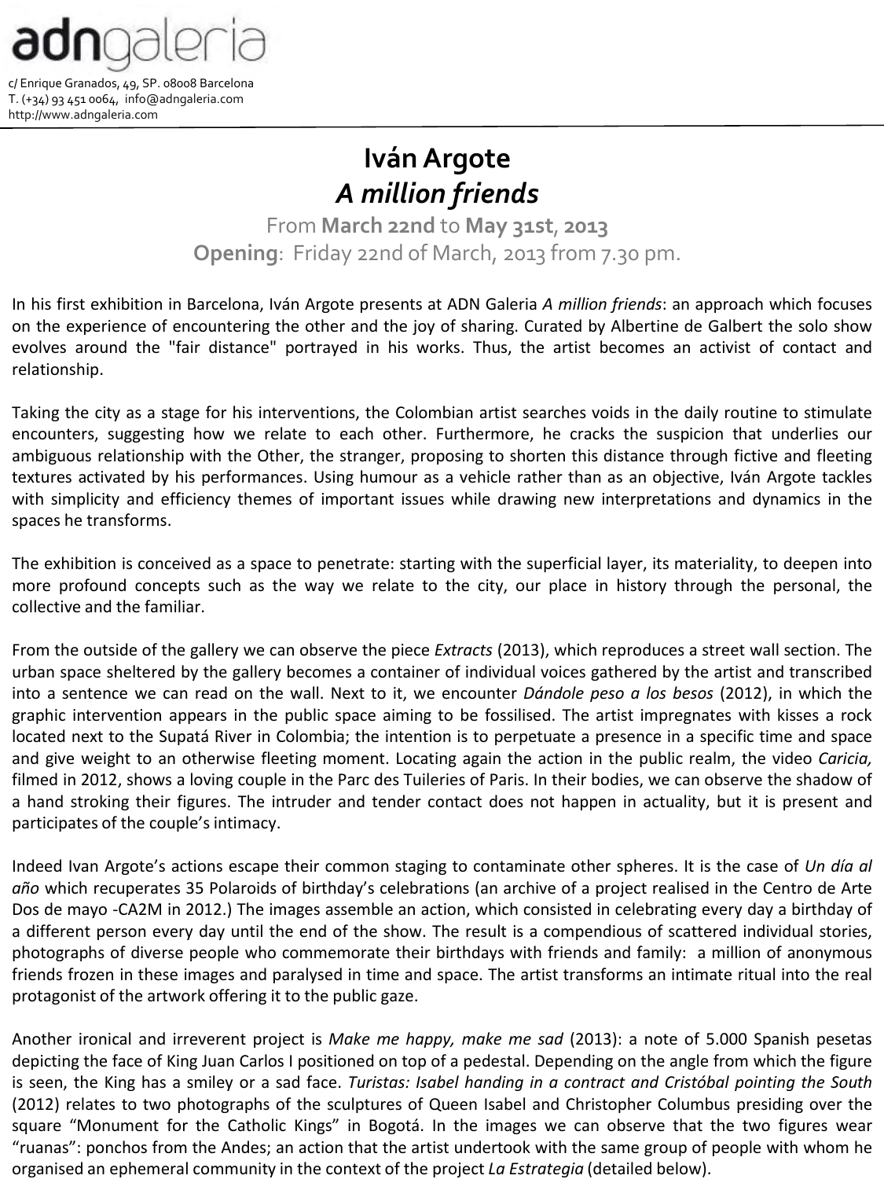adngaleria

c/ Enrique Granados, 49, SP. 08008 Barcelona
T. (+34) 93 451 0064, info@adngaleria.com
http://www.adngaleria.com

# Iván Argote
## *A million friends*

From **March 22nd** to **May 31st**, **2013**
**Opening**: Friday 22nd of March, 2013 from 7.30 pm.

In his first exhibition in Barcelona, Iván Argote presents at ADN Galeria *A million friends*: an approach which focuses on the experience of encountering the other and the joy of sharing. Curated by Albertine de Galbert the solo show evolves around the "fair distance" portrayed in his works. Thus, the artist becomes an activist of contact and relationship.

Taking the city as a stage for his interventions, the Colombian artist searches voids in the daily routine to stimulate encounters, suggesting how we relate to each other. Furthermore, he cracks the suspicion that underlies our ambiguous relationship with the Other, the stranger, proposing to shorten this distance through fictive and fleeting textures activated by his performances. Using humour as a vehicle rather than as an objective, Iván Argote tackles with simplicity and efficiency themes of important issues while drawing new interpretations and dynamics in the spaces he transforms.

The exhibition is conceived as a space to penetrate: starting with the superficial layer, its materiality, to deepen into more profound concepts such as the way we relate to the city, our place in history through the personal, the collective and the familiar.

From the outside of the gallery we can observe the piece *Extracts* (2013), which reproduces a street wall section. The urban space sheltered by the gallery becomes a container of individual voices gathered by the artist and transcribed into a sentence we can read on the wall. Next to it, we encounter *Dándole peso a los besos* (2012), in which the graphic intervention appears in the public space aiming to be fossilised. The artist impregnates with kisses a rock located next to the Supatá River in Colombia; the intention is to perpetuate a presence in a specific time and space and give weight to an otherwise fleeting moment. Locating again the action in the public realm, the video *Caricia,* filmed in 2012, shows a loving couple in the Parc des Tuileries of Paris. In their bodies, we can observe the shadow of a hand stroking their figures. The intruder and tender contact does not happen in actuality, but it is present and participates of the couple's intimacy.

Indeed Ivan Argote's actions escape their common staging to contaminate other spheres. It is the case of *Un día al año* which recuperates 35 Polaroids of birthday's celebrations (an archive of a project realised in the Centro de Arte Dos de mayo -CA2M in 2012.) The images assemble an action, which consisted in celebrating every day a birthday of a different person every day until the end of the show. The result is a compendious of scattered individual stories, photographs of diverse people who commemorate their birthdays with friends and family: a million of anonymous friends frozen in these images and paralysed in time and space. The artist transforms an intimate ritual into the real protagonist of the artwork offering it to the public gaze.

Another ironical and irreverent project is *Make me happy, make me sad* (2013): a note of 5.000 Spanish pesetas depicting the face of King Juan Carlos I positioned on top of a pedestal. Depending on the angle from which the figure is seen, the King has a smiley or a sad face. *Turistas: Isabel handing in a contract and Cristóbal pointing the South* (2012) relates to two photographs of the sculptures of Queen Isabel and Christopher Columbus presiding over the square "Monument for the Catholic Kings" in Bogotá. In the images we can observe that the two figures wear "ruanas": ponchos from the Andes; an action that the artist undertook with the same group of people with whom he organised an ephemeral community in the context of the project *La Estrategia* (detailed below).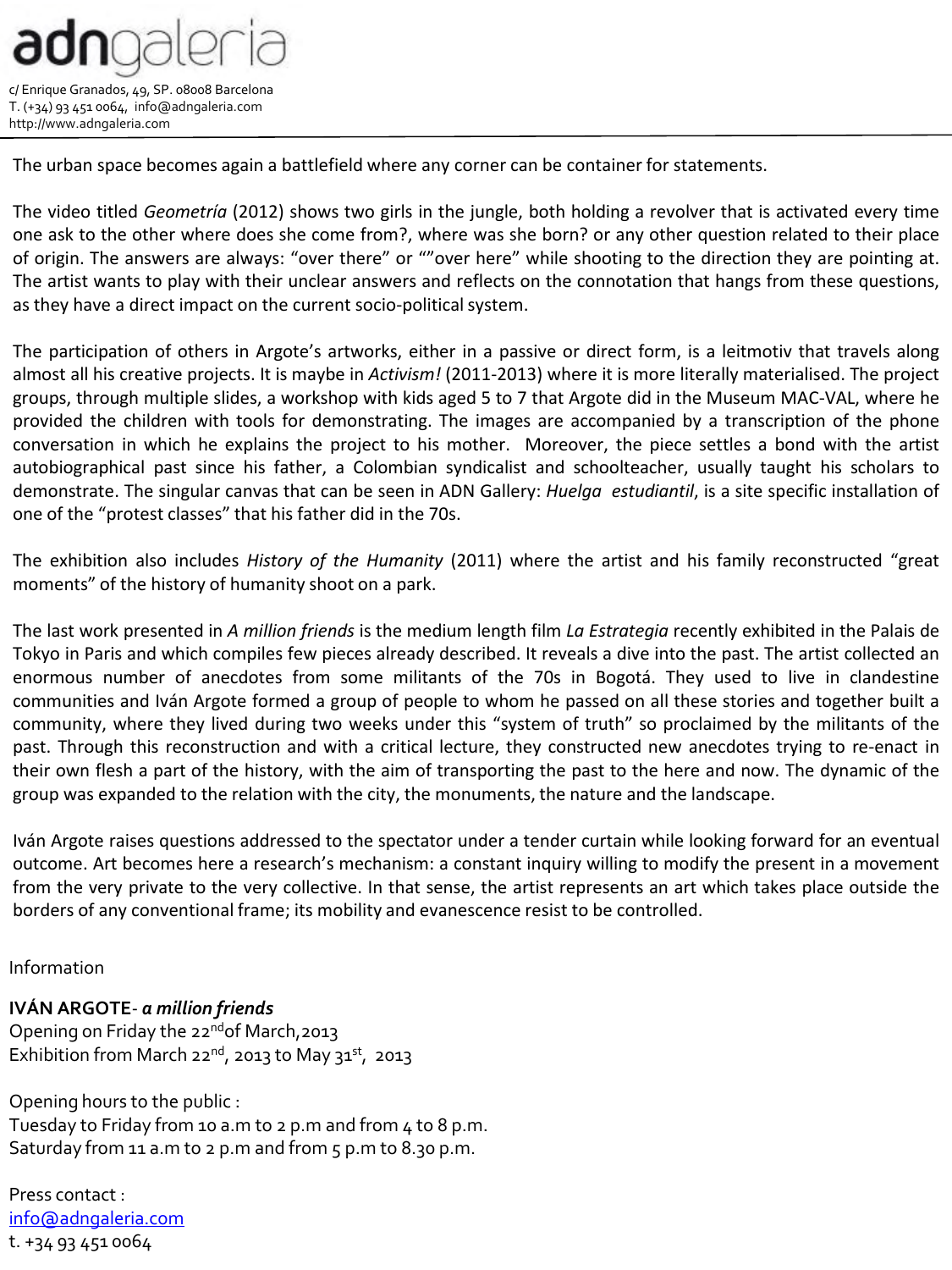The urban space becomes again a battlefield where any corner can be container for statements.

The video titled *Geometría* (2012) shows two girls in the jungle, both holding a revolver that is activated every time one ask to the other where does she come from?, where was she born? or any other question related to their place of origin. The answers are always: "over there" or ""over here" while shooting to the direction they are pointing at. The artist wants to play with their unclear answers and reflects on the connotation that hangs from these questions, as they have a direct impact on the current socio-political system.

The participation of others in Argote's artworks, either in a passive or direct form, is a leitmotiv that travels along almost all his creative projects. It is maybe in *Activism!* (2011-2013) where it is more literally materialised. The project groups, through multiple slides, a workshop with kids aged 5 to 7 that Argote did in the Museum MAC-VAL, where he provided the children with tools for demonstrating. The images are accompanied by a transcription of the phone conversation in which he explains the project to his mother. Moreover, the piece settles a bond with the artist autobiographical past since his father, a Colombian syndicalist and schoolteacher, usually taught his scholars to demonstrate. The singular canvas that can be seen in ADN Gallery: *Huelga estudiantil*, is a site specific installation of one of the "protest classes" that his father did in the 70s.

The exhibition also includes *History of the Humanity* (2011) where the artist and his family reconstructed "great moments" of the history of humanity shoot on a park.

The last work presented in *A million friends* is the medium length film *La Estrategia* recently exhibited in the Palais de Tokyo in Paris and which compiles few pieces already described. It reveals a dive into the past. The artist collected an enormous number of anecdotes from some militants of the 70s in Bogotá. They used to live in clandestine communities and Iván Argote formed a group of people to whom he passed on all these stories and together built a community, where they lived during two weeks under this "system of truth" so proclaimed by the militants of the past. Through this reconstruction and with a critical lecture, they constructed new anecdotes trying to re-enact in their own flesh a part of the history, with the aim of transporting the past to the here and now. The dynamic of the group was expanded to the relation with the city, the monuments, the nature and the landscape.

Iván Argote raises questions addressed to the spectator under a tender curtain while looking forward for an eventual outcome. Art becomes here a research's mechanism: a constant inquiry willing to modify the present in a movement from the very private to the very collective. In that sense, the artist represents an art which takes place outside the borders of any conventional frame; its mobility and evanescence resist to be controlled.

Information

**IVÁN ARGOTE**- ***a million friends***
Opening on Friday the 22nd of March, 2013
Exhibition from March 22nd, 2013 to May 31st, 2013

Opening hours to the public :
Tuesday to Friday from 10 a.m to 2 p.m and from 4 to 8 p.m.
Saturday from 11 a.m to 2 p.m and from 5 p.m to 8.30 p.m.

Press contact :
info@adngaleria.com
t. +34 93 451 0064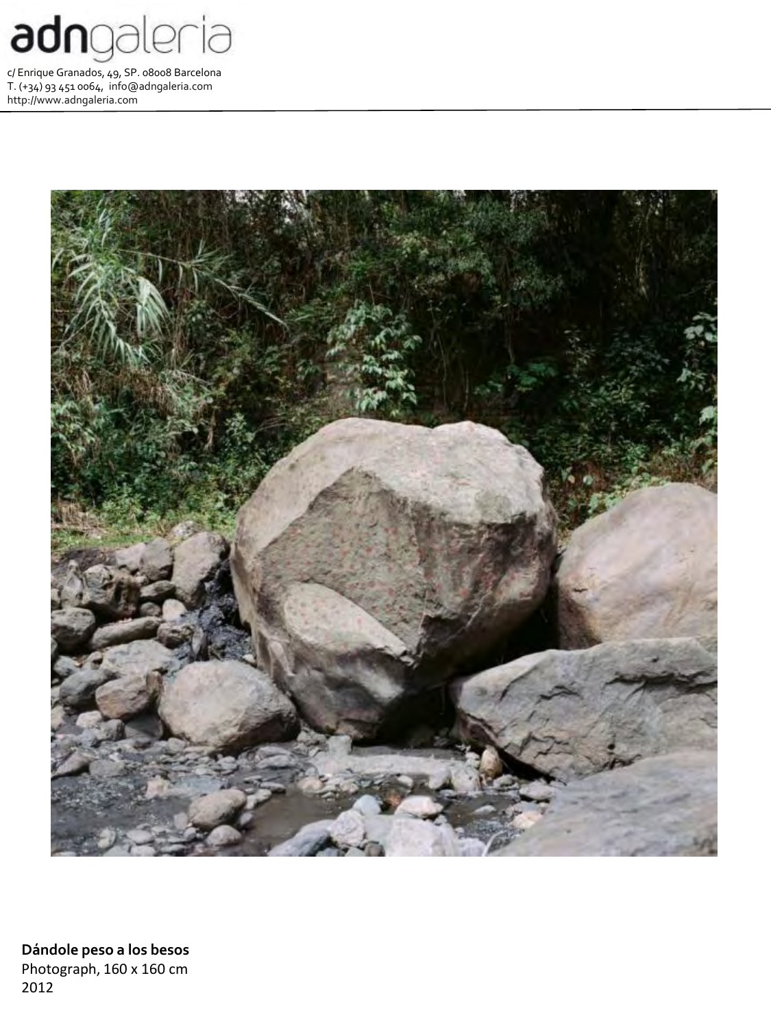**Dándole peso a los besos**
Photograph, 160 x 160 cm
2012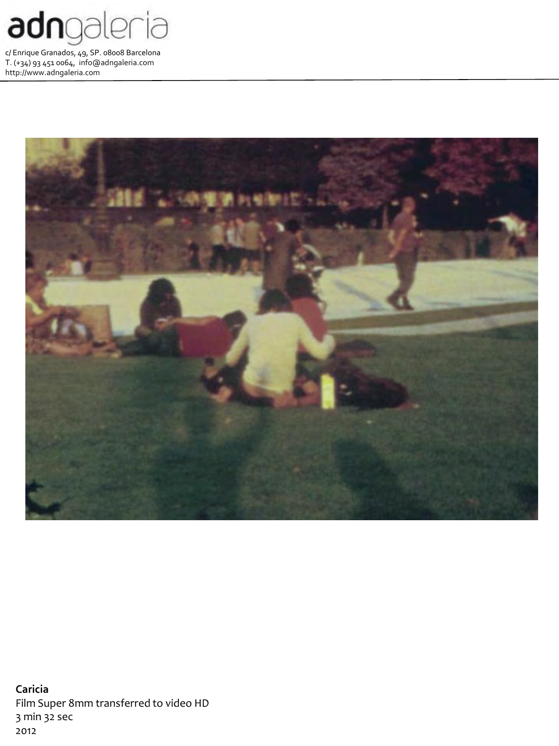**Caricia**
Film Super 8mm transferred to video HD
3 min 32 sec
2012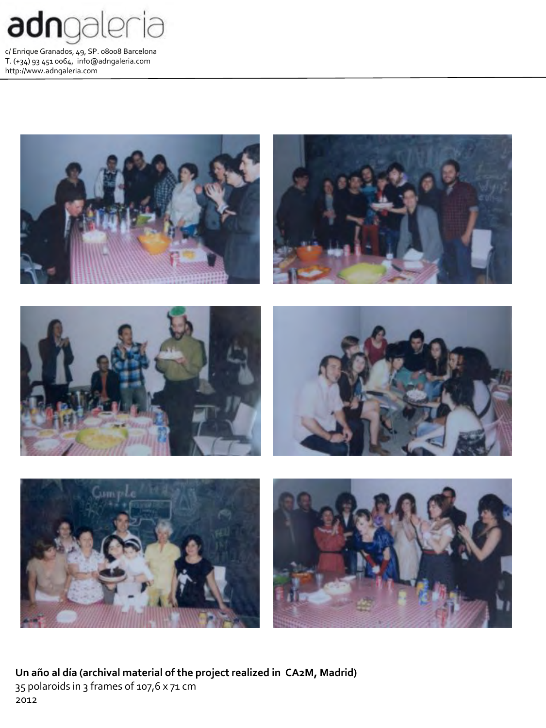**Un año al día (archival material of the project realized in CA2M, Madrid)**
35 polaroids in 3 frames of 107,6 x 71 cm
2012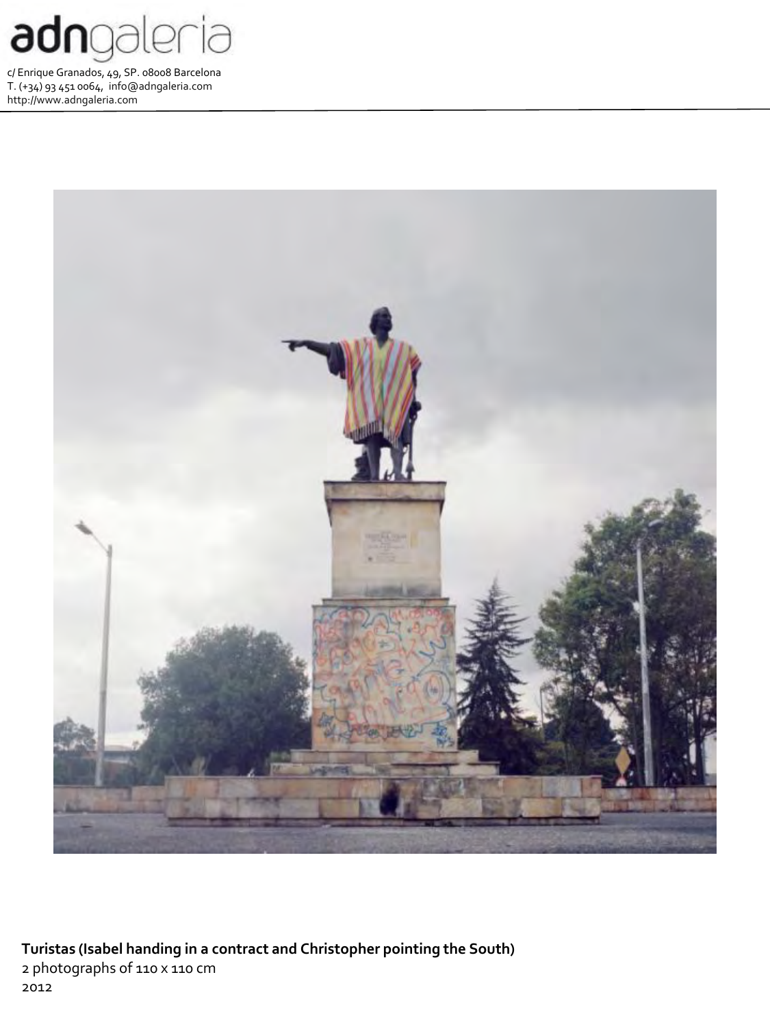**Turistas (Isabel handing in a contract and Christopher pointing the South)**
2 photographs of 110 x 110 cm
2012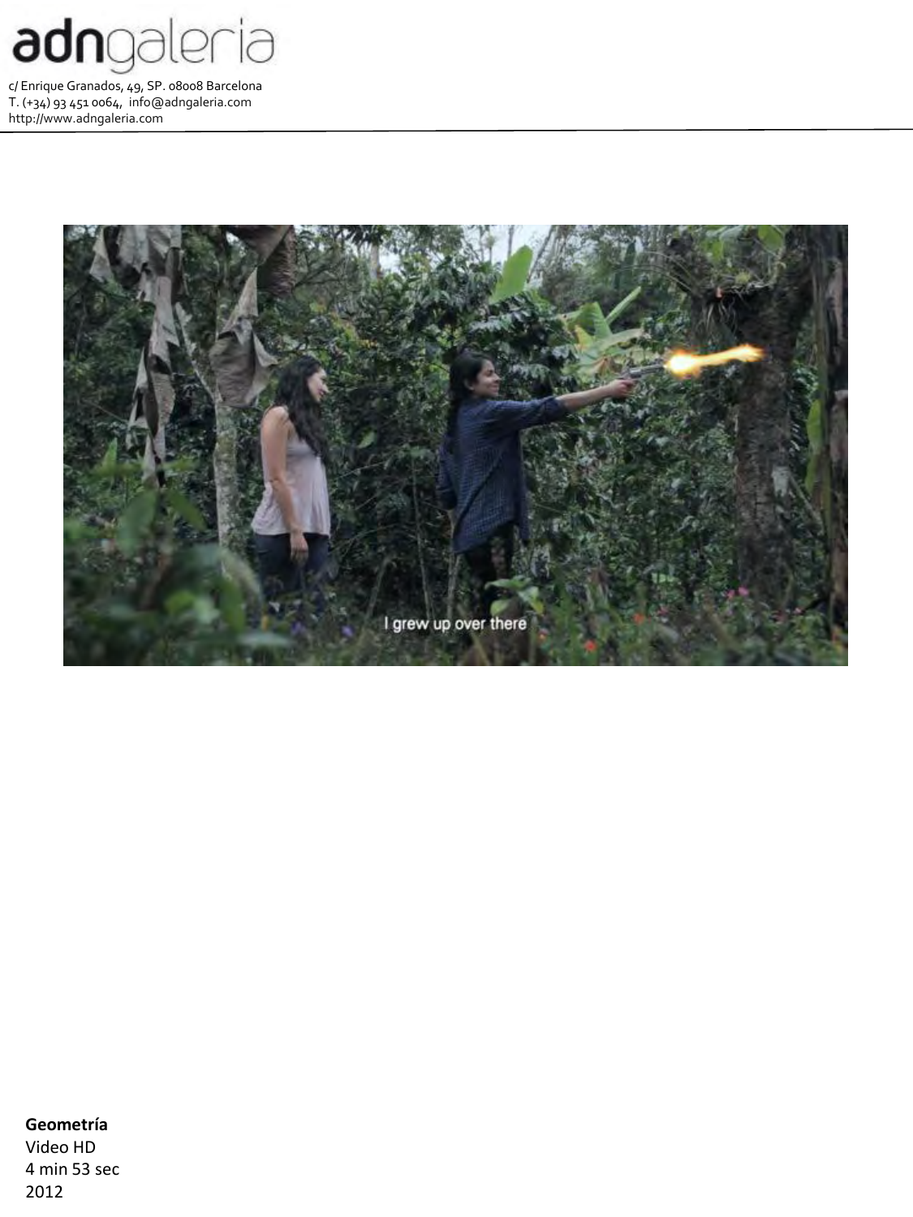**Geometría**
Video HD
4 min 53 sec
2012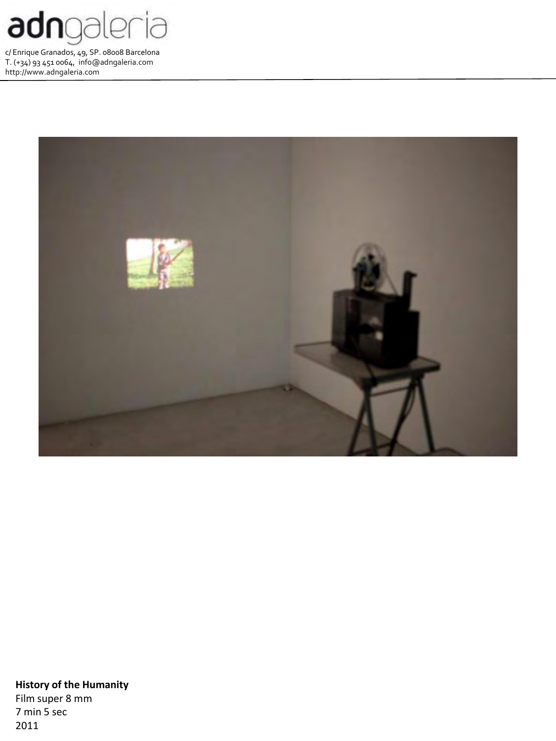**History of the Humanity**
Film super 8 mm
7 min 5 sec
2011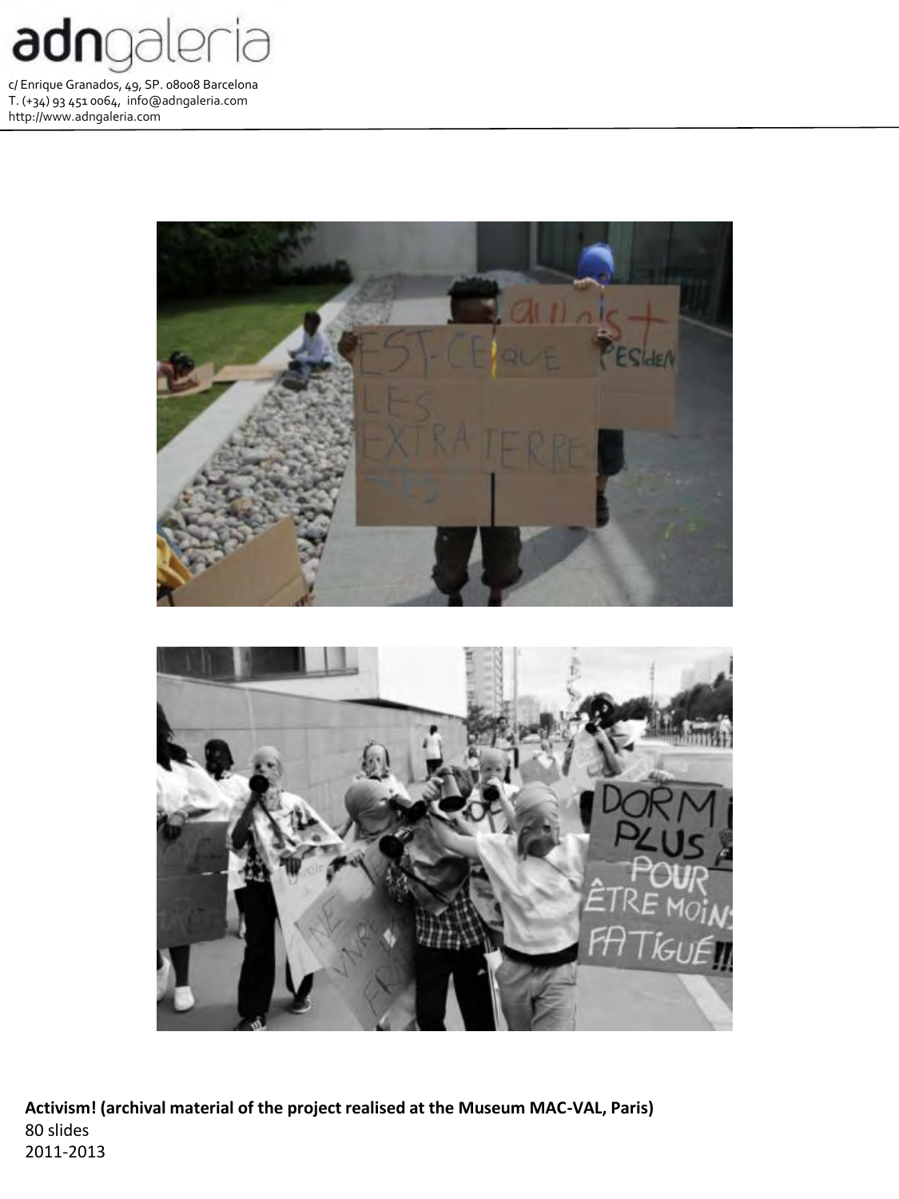**Activism! (archival material of the project realised at the Museum MAC-VAL, Paris)**
80 slides
2011-2013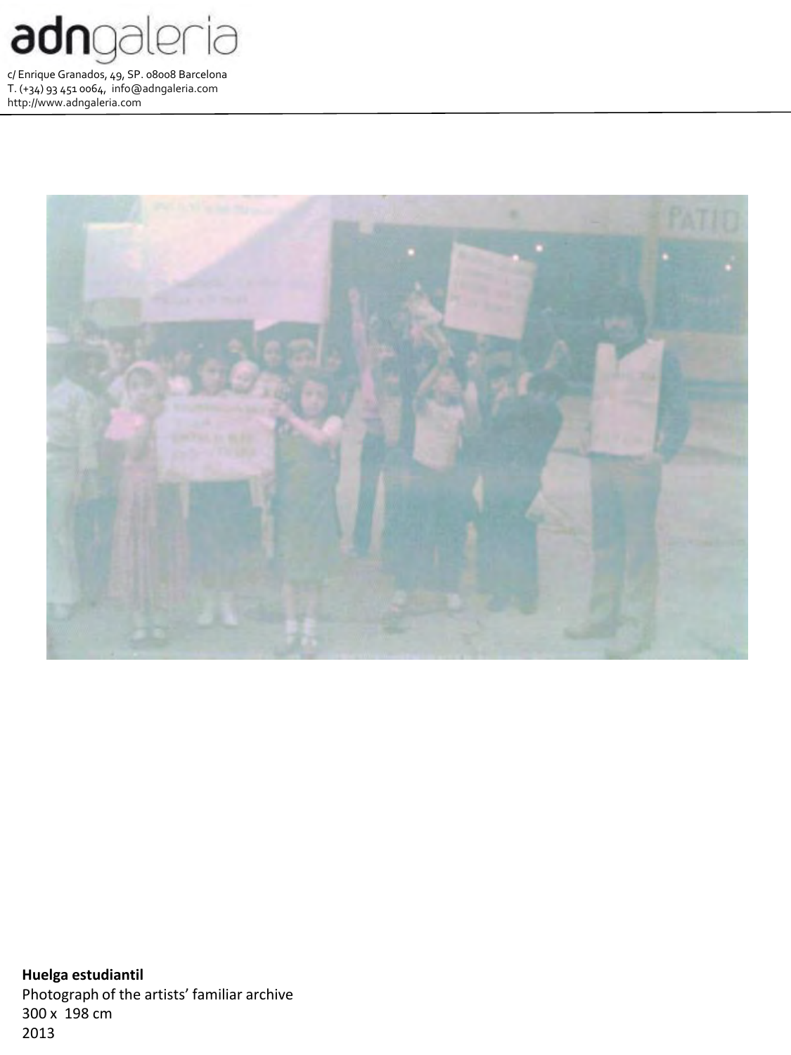**Huelga estudiantil**
Photograph of the artists' familiar archive
300 x 198 cm
2013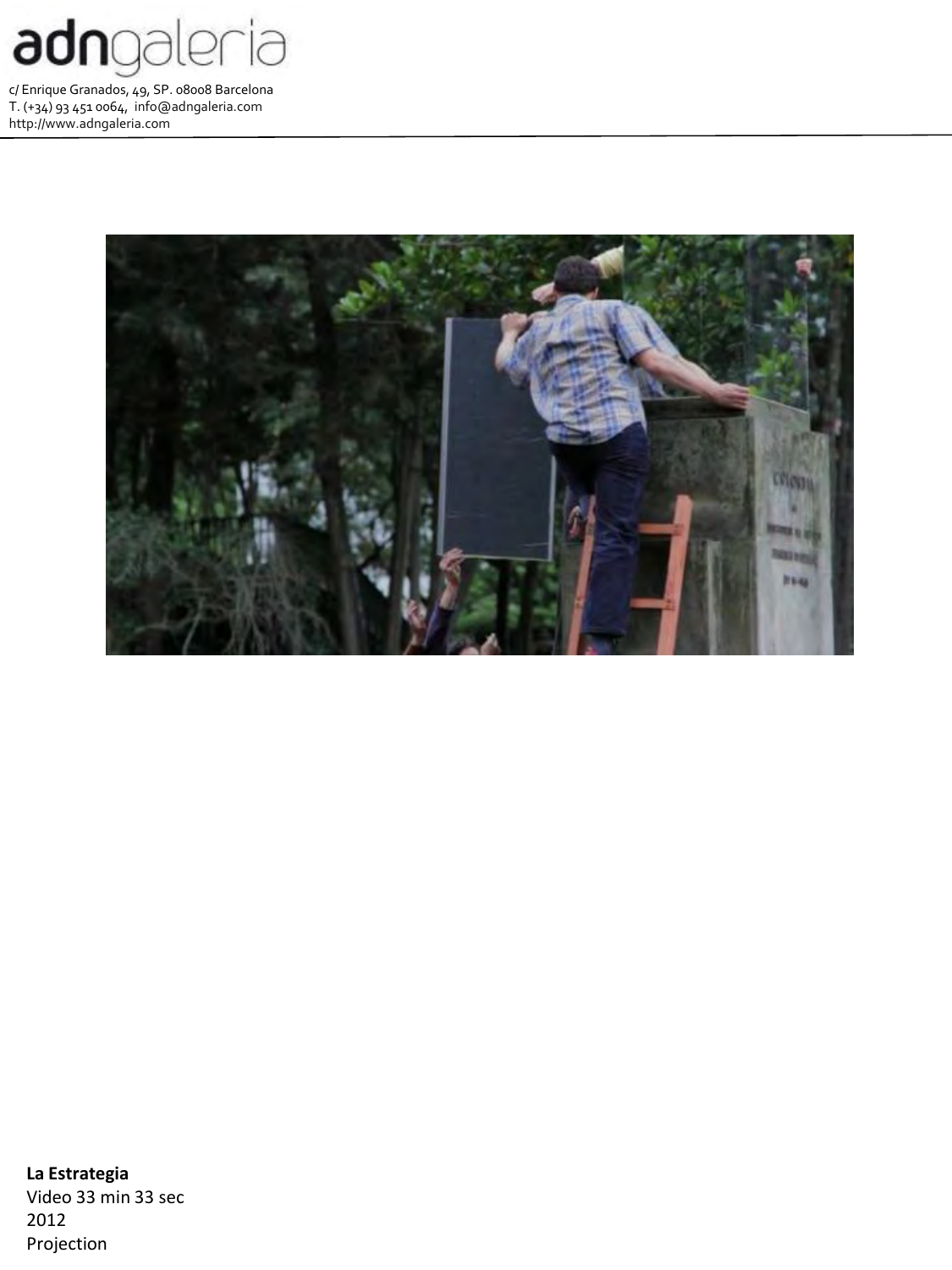**La Estrategia**
Video 33 min 33 sec
2012
Projection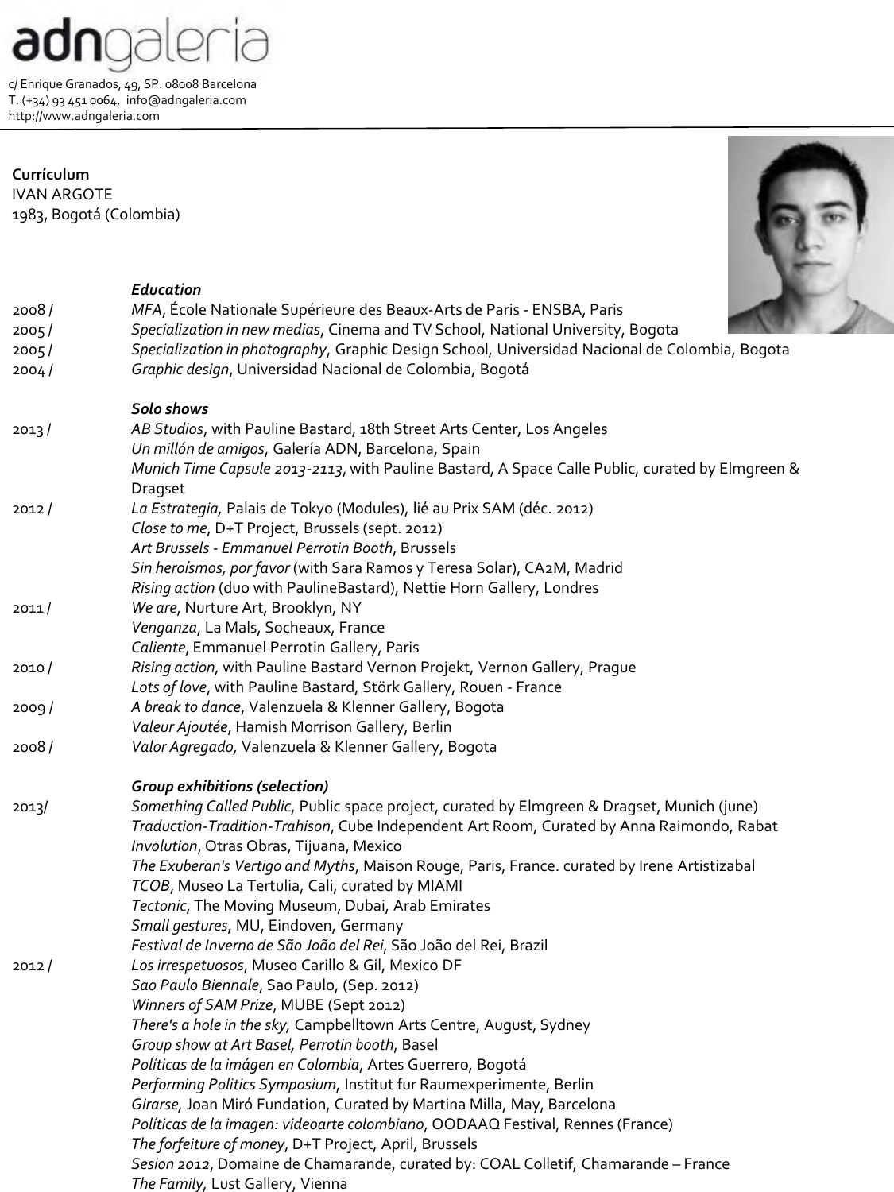adngaleria

c/ Enrique Granados, 49, SP. 08008 Barcelona
T. (+34) 93 451 0064, info@adngaleria.com
http://www.adngaleria.com

**Currículum**
IVAN ARGOTE
1983, Bogotá (Colombia)

***Education***

2008 / *MFA*, École Nationale Supérieure des Beaux-Arts de Paris - ENSBA, Paris
2005 / *Specialization in new medias*, Cinema and TV School, National University, Bogota
2005 / *Specialization in photography*, Graphic Design School, Universidad Nacional de Colombia, Bogota
2004 / *Graphic design*, Universidad Nacional de Colombia, Bogotá

***Solo shows***

2013 / *AB Studios*, with Pauline Bastard, 18th Street Arts Center, Los Angeles
*Un millón de amigos*, Galería ADN, Barcelona, Spain
*Munich Time Capsule 2013-2113*, with Pauline Bastard, A Space Calle Public, curated by Elmgreen & Dragset

2012 / *La Estrategia*, Palais de Tokyo (Modules), lié au Prix SAM (déc. 2012)
*Close to me*, D+T Project, Brussels (sept. 2012)
*Art Brussels - Emmanuel Perrotin Booth*, Brussels
*Sin heroísmos, por favor* (with Sara Ramos y Teresa Solar), CA2M, Madrid
*Rising action* (duo with PaulineBastard), Nettie Horn Gallery, Londres

2011 / *We are*, Nurture Art, Brooklyn, NY
*Venganza*, La Mals, Socheaux, France
*Caliente*, Emmanuel Perrotin Gallery, Paris

2010 / *Rising action*, with Pauline Bastard Vernon Projekt, Vernon Gallery, Prague
*Lots of love*, with Pauline Bastard, Störk Gallery, Rouen - France

2009 / *A break to dance*, Valenzuela & Klenner Gallery, Bogota
*Valeur Ajoutée*, Hamish Morrison Gallery, Berlin

2008 / *Valor Agregado*, Valenzuela & Klenner Gallery, Bogota

***Group exhibitions (selection)***

2013/ *Something Called Public*, Public space project, curated by Elmgreen & Dragset, Munich (june)
*Traduction-Tradition-Trahison*, Cube Independent Art Room, Curated by Anna Raimondo, Rabat
*Involution*, Otras Obras, Tijuana, Mexico
*The Exuberan's Vertigo and Myths*, Maison Rouge, Paris, France. curated by Irene Artistizabal
*TCOB*, Museo La Tertulia, Cali, curated by MIAMI
*Tectonic*, The Moving Museum, Dubai, Arab Emirates
*Small gestures*, MU, Eindoven, Germany
*Festival de Inverno de São João del Rei*, São João del Rei, Brazil

2012 / *Los irrespetuosos*, Museo Carillo & Gil, Mexico DF
*Sao Paulo Biennale*, Sao Paulo, (Sep. 2012)
*Winners of SAM Prize*, MUBE (Sept 2012)
*There's a hole in the sky*, Campbelltown Arts Centre, August, Sydney
*Group show at Art Basel, Perrotin booth*, Basel
*Políticas de la imágen en Colombia*, Artes Guerrero, Bogotá
*Performing Politics Symposium*, Institut fur Raumexperimente, Berlin
*Girarse*, Joan Miró Fundation, Curated by Martina Milla, May, Barcelona
*Políticas de la imagen: videoarte colombiano*, OODAAQ Festival, Rennes (France)
*The forfeiture of money*, D+T Project, April, Brussels
*Sesion 2012*, Domaine de Chamarande, curated by: COAL Colletif, Chamarande – France
*The Family*, Lust Gallery, Vienna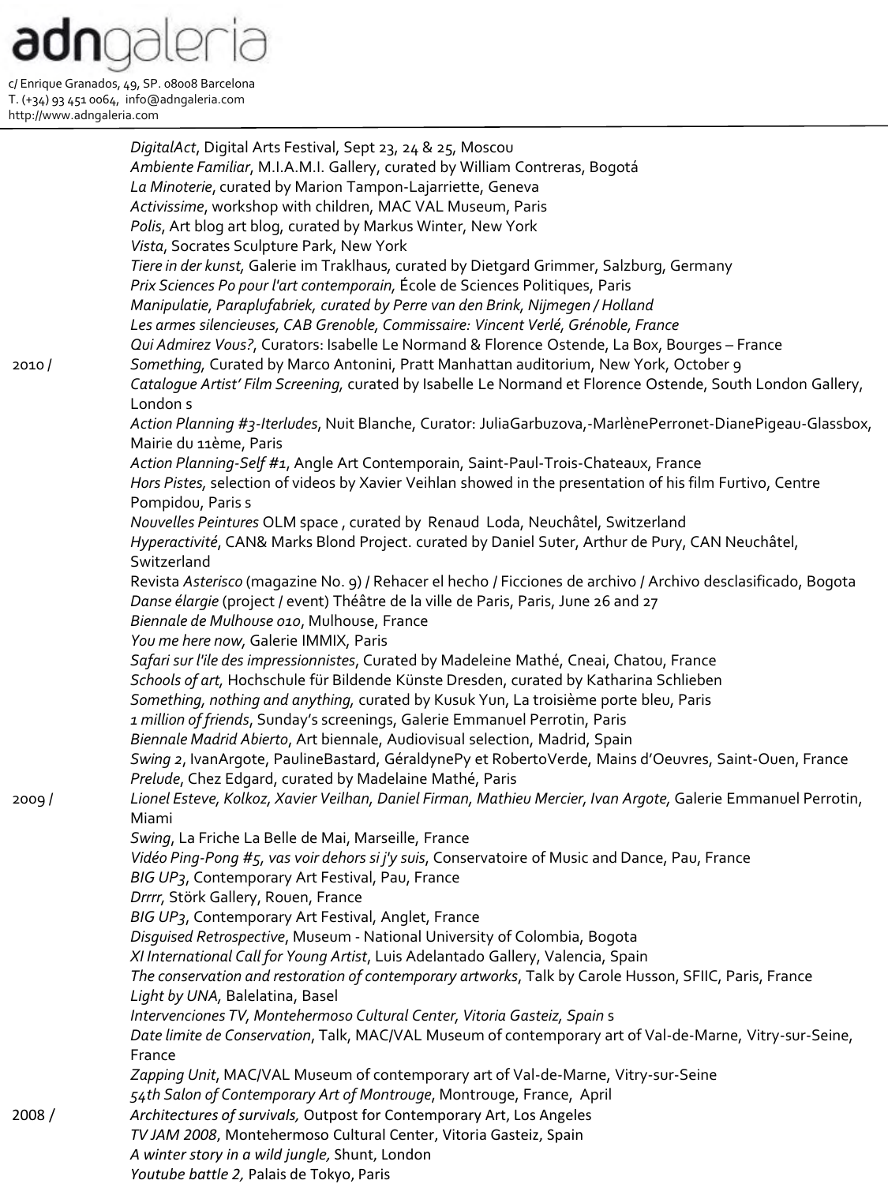*DigitalAct*, Digital Arts Festival, Sept 23, 24 & 25, Moscou
*Ambiente Familiar*, M.I.A.M.I. Gallery, curated by William Contreras, Bogotá
*La Minoterie*, curated by Marion Tampon-Lajarriette, Geneva
*Activissime*, workshop with children, MAC VAL Museum, Paris
*Polis*, Art blog art blog, curated by Markus Winter, New York
*Vista*, Socrates Sculpture Park, New York
*Tiere in der kunst*, Galerie im Traklhaus, curated by Dietgard Grimmer, Salzburg, Germany
*Prix Sciences Po pour l'art contemporain*, École de Sciences Politiques, Paris
*Manipulatie, Paraplufabriek, curated by Perre van den Brink, Nijmegen / Holland*
*Les armes silencieuses, CAB Grenoble, Commissaire: Vincent Verlé, Grénoble, France*
*Qui Admirez Vous?*, Curators: Isabelle Le Normand & Florence Ostende, La Box, Bourges – France

2010 / *Something*, Curated by Marco Antonini, Pratt Manhattan auditorium, New York, October 9
*Catalogue Artist' Film Screening*, curated by Isabelle Le Normand et Florence Ostende, South London Gallery, London s
*Action Planning #3-Iterludes*, Nuit Blanche, Curator: JuliaGarbuzova,-MarlènePerronet-DianePigeau-Glassbox, Mairie du 11ème, Paris
*Action Planning-Self #1*, Angle Art Contemporain, Saint-Paul-Trois-Chateaux, France
*Hors Pistes*, selection of videos by Xavier Veihlan showed in the presentation of his film Furtivo, Centre Pompidou, Paris s
*Nouvelles Peintures* OLM space , curated by Renaud Loda, Neuchâtel, Switzerland
*Hyperactivité*, CAN& Marks Blond Project. curated by Daniel Suter, Arthur de Pury, CAN Neuchâtel, Switzerland
Revista *Asterisco* (magazine No. 9) / Rehacer el hecho / Ficciones de archivo / Archivo desclasificado, Bogota
*Danse élargie* (project / event) Théâtre de la ville de Paris, Paris, June 26 and 27
*Biennale de Mulhouse 010*, Mulhouse, France
*You me here now*, Galerie IMMIX, Paris
*Safari sur l'ile des impressionnistes*, Curated by Madeleine Mathé, Cneai, Chatou, France
*Schools of art*, Hochschule für Bildende Künste Dresden, curated by Katharina Schlieben
*Something, nothing and anything*, curated by Kusuk Yun, La troisième porte bleu, Paris
*1 million of friends*, Sunday's screenings, Galerie Emmanuel Perrotin, Paris
*Biennale Madrid Abierto*, Art biennale, Audiovisual selection, Madrid, Spain
*Swing 2*, IvanArgote, PaulineBastard, GéraldynePy et RobertoVerde, Mains d'Oeuvres, Saint-Ouen, France
*Prelude*, Chez Edgard, curated by Madelaine Mathé, Paris

2009 / *Lionel Esteve, Kolkoz, Xavier Veilhan, Daniel Firman, Mathieu Mercier, Ivan Argote*, Galerie Emmanuel Perrotin, Miami
*Swing*, La Friche La Belle de Mai, Marseille, France
*Vidéo Ping-Pong #5, vas voir dehors si j'y suis*, Conservatoire of Music and Dance, Pau, France
*BIG UP3*, Contemporary Art Festival, Pau, France
*Drrrr*, Störk Gallery, Rouen, France
*BIG UP3*, Contemporary Art Festival, Anglet, France
*Disguised Retrospective*, Museum - National University of Colombia, Bogota
*XI International Call for Young Artist*, Luis Adelantado Gallery, Valencia, Spain
*The conservation and restoration of contemporary artworks*, Talk by Carole Husson, SFIIC, Paris, France
*Light by UNA*, Balelatina, Basel
*Intervenciones TV, Montehermoso Cultural Center, Vitoria Gasteiz, Spain* s
*Date limite de Conservation*, Talk, MAC/VAL Museum of contemporary art of Val-de-Marne, Vitry-sur-Seine, France
*Zapping Unit*, MAC/VAL Museum of contemporary art of Val-de-Marne, Vitry-sur-Seine
*54th Salon of Contemporary Art of Montrouge*, Montrouge, France, April

2008 / *Architectures of survivals*, Outpost for Contemporary Art, Los Angeles
*TV JAM 2008*, Montehermoso Cultural Center, Vitoria Gasteiz, Spain
*A winter story in a wild jungle*, Shunt, London
*Youtube battle 2*, Palais de Tokyo, Paris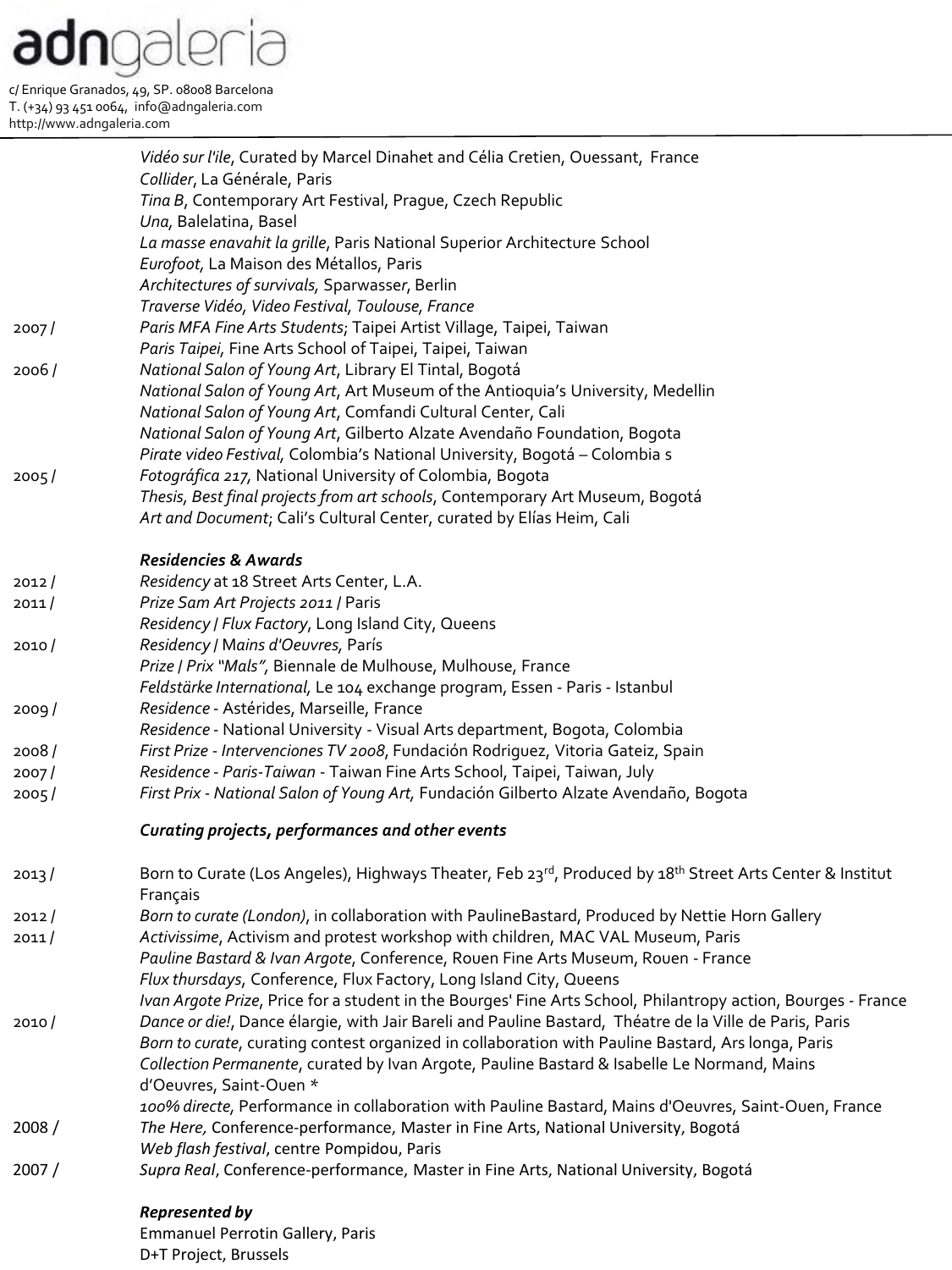*Vidéo sur l'ile*, Curated by Marcel Dinahet and Célia Cretien, Ouessant, France
*Collider*, La Générale, Paris
*Tina B*, Contemporary Art Festival, Prague, Czech Republic
*Una,* Balelatina, Basel
*La masse enavahit la grille*, Paris National Superior Architecture School
*Eurofoot,* La Maison des Métallos, Paris
*Architectures of survivals,* Sparwasser, Berlin
*Traverse Vidéo, Video Festival, Toulouse, France*

2007 / *Paris MFA Fine Arts Students*; Taipei Artist Village, Taipei, Taiwan
*Paris Taipei,* Fine Arts School of Taipei, Taipei, Taiwan

2006 / *National Salon of Young Art*, Library El Tintal, Bogotá
*National Salon of Young Art*, Art Museum of the Antioquia's University, Medellin
*National Salon of Young Art*, Comfandi Cultural Center, Cali
*National Salon of Young Art*, Gilberto Alzate Avendaño Foundation, Bogota
*Pirate video Festival,* Colombia's National University, Bogotá – Colombia s

2005 / *Fotográfica 217,* National University of Colombia, Bogota
*Thesis, Best final projects from art schools*, Contemporary Art Museum, Bogotá
*Art and Document*; Cali's Cultural Center, curated by Elías Heim, Cali

### *Residencies & Awards*

2012 / *Residency* at 18 Street Arts Center, L.A.

2011 / *Prize Sam Art Projects 2011* / Paris
*Residency / Flux Factory*, Long Island City, Queens

2010 / *Residency* / *Mains d'Oeuvres,* París
*Prize / Prix "Mals",* Biennale de Mulhouse, Mulhouse, France
*Feldstärke International,* Le 104 exchange program, Essen - Paris - Istanbul

2009 / *Residence* - Astérides, Marseille, France
*Residence* - National University - Visual Arts department, Bogota, Colombia

2008 / *First Prize - Intervenciones TV 2008*, Fundación Rodriguez, Vitoria Gateiz, Spain

2007 / *Residence - Paris-Taiwan* - Taiwan Fine Arts School, Taipei, Taiwan, July

2005 / *First Prix - National Salon of Young Art,* Fundación Gilberto Alzate Avendaño, Bogota

### *Curating projects, performances and other events*

2013 / Born to Curate (Los Angeles), Highways Theater, Feb 23rd, Produced by 18th Street Arts Center & Institut Français

2012 / *Born to curate (London),* in collaboration with PaulineBastard, Produced by Nettie Horn Gallery

2011 / *Activissime*, Activism and protest workshop with children, MAC VAL Museum, Paris
*Pauline Bastard & Ivan Argote*, Conference, Rouen Fine Arts Museum, Rouen - France
*Flux thursdays*, Conference, Flux Factory, Long Island City, Queens
*Ivan Argote Prize*, Price for a student in the Bourges' Fine Arts School, Philantropy action, Bourges - France

2010 / *Dance or die!*, Dance élargie, with Jair Bareli and Pauline Bastard, Théatre de la Ville de Paris, Paris
*Born to curate*, curating contest organized in collaboration with Pauline Bastard, Ars longa, Paris
*Collection Permanente*, curated by Ivan Argote, Pauline Bastard & Isabelle Le Normand, Mains d'Oeuvres, Saint-Ouen *
*100% directe,* Performance in collaboration with Pauline Bastard, Mains d'Oeuvres, Saint-Ouen, France

2008 / *The Here,* Conference-performance, Master in Fine Arts, National University, Bogotá
*Web flash festival*, centre Pompidou, Paris

2007 / *Supra Real*, Conference-performance, Master in Fine Arts, National University, Bogotá

### *Represented by*

Emmanuel Perrotin Gallery, Paris
D+T Project, Brussels